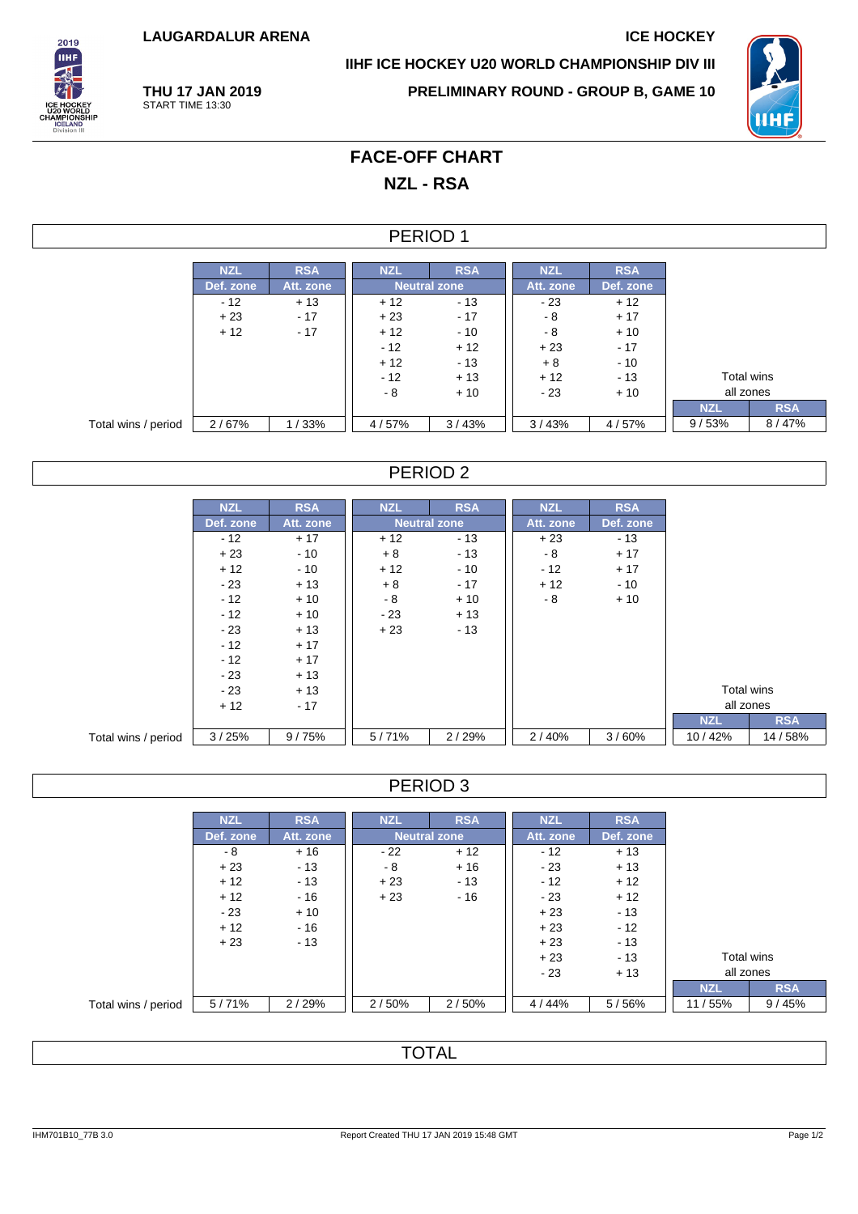LAUGARDALUR ARENA

ICE HOCKEY

IIHF ICE HOCKEY U20 WORLD CHAMPIONSHIP DIV III

THU 17 JAN 2019
START TIME 13:30

PRELIMINARY ROUND - GROUP B, GAME 10

# FACE-OFF CHART

## NZL - RSA

### PERIOD 1

| | NZL | RSA | NZL | RSA | NZL | RSA | | |
|---|---|---|---|---|---|---|---|---|
| | Def. zone | Att. zone | Neutral zone | | Att. zone | Def. zone | | |
| | - 12 | + 13 | + 12 | - 13 | - 23 | + 12 | | |
| | + 23 | - 17 | + 23 | - 17 | - 8 | + 17 | | |
| | + 12 | - 17 | + 12 | - 10 | - 8 | + 10 | | |
| | | | - 12 | + 12 | + 23 | - 17 | | |
| | | | + 12 | - 13 | + 8 | - 10 | | |
| | | | - 12 | + 13 | + 12 | - 13 | Total wins | |
| | | | - 8 | + 10 | - 23 | + 10 | all zones | |
| | | | | | | | NZL | RSA |
| Total wins / period | 2 / 67% | 1 / 33% | 4 / 57% | 3 / 43% | 3 / 43% | 4 / 57% | 9 / 53% | 8 / 47% |

### PERIOD 2

| | NZL | RSA | NZL | RSA | NZL | RSA | | |
|---|---|---|---|---|---|---|---|---|
| | Def. zone | Att. zone | Neutral zone | | Att. zone | Def. zone | | |
| | - 12 | + 17 | + 12 | - 13 | + 23 | - 13 | | |
| | + 23 | - 10 | + 8 | - 13 | - 8 | + 17 | | |
| | + 12 | - 10 | + 12 | - 10 | - 12 | + 17 | | |
| | - 23 | + 13 | + 8 | - 17 | + 12 | - 10 | | |
| | - 12 | + 10 | - 8 | + 10 | - 8 | + 10 | | |
| | - 12 | + 10 | - 23 | + 13 | | | | |
| | - 23 | + 13 | + 23 | - 13 | | | | |
| | - 12 | + 17 | | | | | | |
| | - 12 | + 17 | | | | | | |
| | - 23 | + 13 | | | | | | |
| | - 23 | + 13 | | | | | Total wins | |
| | + 12 | - 17 | | | | | all zones | |
| | | | | | | | NZL | RSA |
| Total wins / period | 3 / 25% | 9 / 75% | 5 / 71% | 2 / 29% | 2 / 40% | 3 / 60% | 10 / 42% | 14 / 58% |

### PERIOD 3

| | NZL | RSA | NZL | RSA | NZL | RSA | | |
|---|---|---|---|---|---|---|---|---|
| | Def. zone | Att. zone | Neutral zone | | Att. zone | Def. zone | | |
| | - 8 | + 16 | - 22 | + 12 | - 12 | + 13 | | |
| | + 23 | - 13 | - 8 | + 16 | - 23 | + 13 | | |
| | + 12 | - 13 | + 23 | - 13 | - 12 | + 12 | | |
| | + 12 | - 16 | + 23 | - 16 | - 23 | + 12 | | |
| | - 23 | + 10 | | | + 23 | - 13 | | |
| | + 12 | - 16 | | | + 23 | - 12 | | |
| | + 23 | - 13 | | | + 23 | - 13 | | |
| | | | | | + 23 | - 13 | Total wins | |
| | | | | | - 23 | + 13 | all zones | |
| | | | | | | | NZL | RSA |
| Total wins / period | 5 / 71% | 2 / 29% | 2 / 50% | 2 / 50% | 4 / 44% | 5 / 56% | 11 / 55% | 9 / 45% |

### TOTAL

IHM701B10_77B 3.0 Report Created THU 17 JAN 2019 15:48 GMT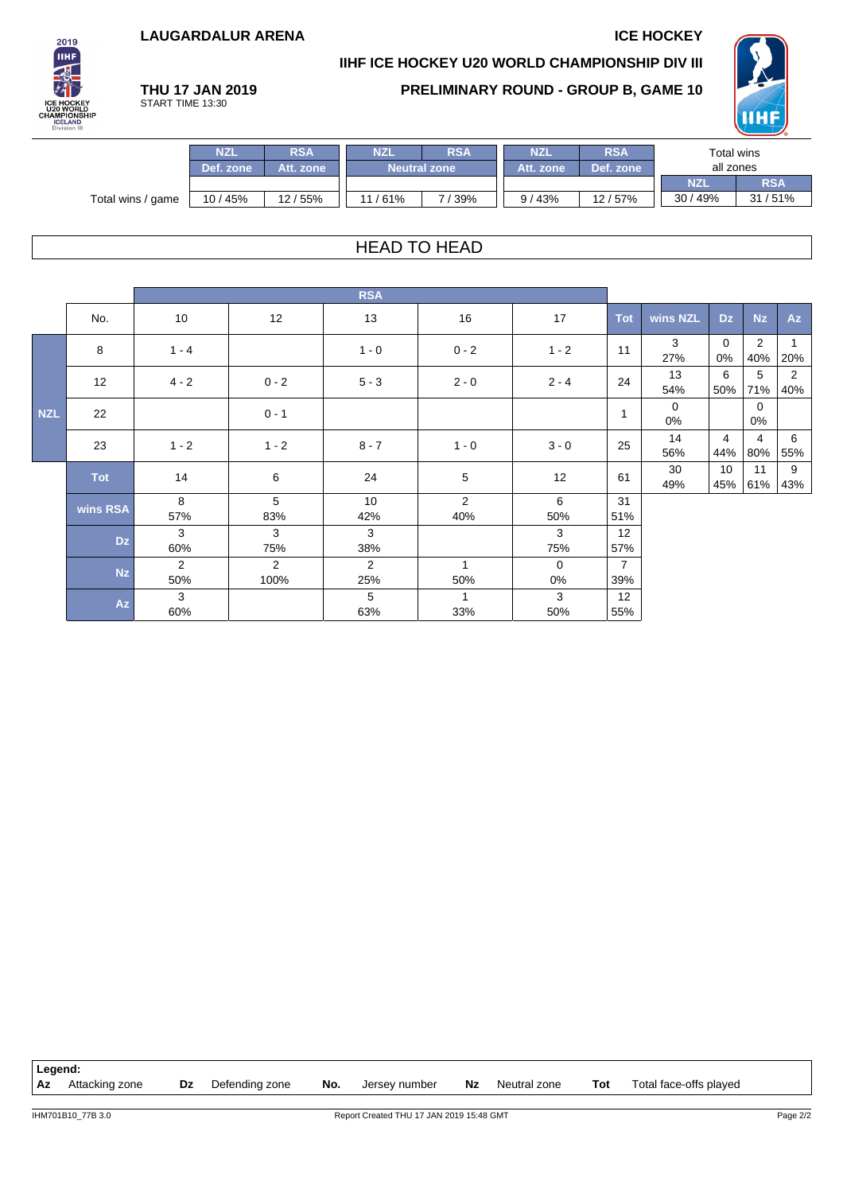LAUGARDALUR ARENA

ICE HOCKEY

IIHF ICE HOCKEY U20 WORLD CHAMPIONSHIP DIV III

**THU 17 JAN 2019**
START TIME 13:30

**PRELIMINARY ROUND - GROUP B, GAME 10**

| | NZL Def. zone | RSA Att. zone | NZL Neutral zone | RSA Neutral zone | NZL Att. zone | RSA Def. zone | Total wins all zones NZL | Total wins all zones RSA |
|---|---|---|---|---|---|---|---|---|
| Total wins / game | 10 / 45% | 12 / 55% | 11 / 61% | 7 / 39% | 9 / 43% | 12 / 57% | 30 / 49% | 31 / 51% |

## HEAD TO HEAD

| | No. | RSA 10 | RSA 12 | RSA 13 | RSA 16 | RSA 17 | Tot | wins NZL | Dz | Nz | Az |
|---|---|---|---|---|---|---|---|---|---|---|---|
| NZL | 8 | 1 - 4 | | 1 - 0 | 0 - 2 | 1 - 2 | 11 | 3 27% | 0 0% | 2 40% | 1 20% |
| NZL | 12 | 4 - 2 | 0 - 2 | 5 - 3 | 2 - 0 | 2 - 4 | 24 | 13 54% | 6 50% | 5 71% | 2 40% |
| NZL | 22 | | 0 - 1 | | | | 1 | 0 0% | | 0 0% | |
| NZL | 23 | 1 - 2 | 1 - 2 | 8 - 7 | 1 - 0 | 3 - 0 | 25 | 14 56% | 4 44% | 4 80% | 6 55% |
| | Tot | 14 | 6 | 24 | 5 | 12 | 61 | 30 49% | 10 45% | 11 61% | 9 43% |
| | wins RSA | 8 57% | 5 83% | 10 42% | 2 40% | 6 50% | 31 51% | | | | |
| | Dz | 3 60% | 3 75% | 3 38% | | 3 75% | 12 57% | | | | |
| | Nz | 2 50% | 2 100% | 2 25% | 1 50% | 0 0% | 7 39% | | | | |
| | Az | 3 60% | | 5 63% | 1 33% | 3 50% | 12 55% | | | | |

**Legend:**
**Az** Attacking zone **Dz** Defending zone **No.** Jersey number **Nz** Neutral zone **Tot** Total face-offs played

IHM701B10_77B 3.0 Report Created THU 17 JAN 2019 15:48 GMT